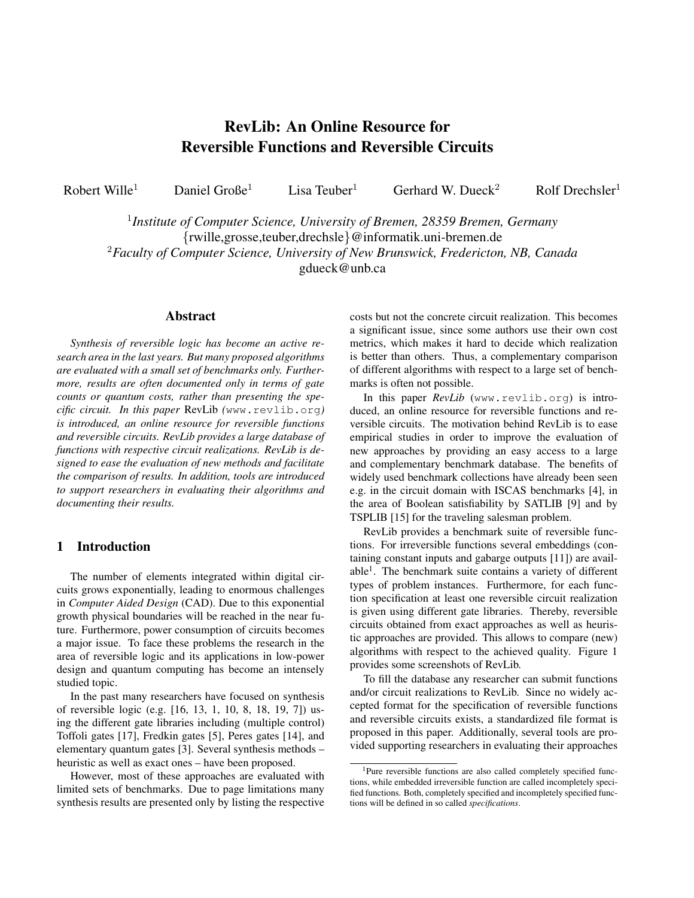# RevLib: An Online Resource for Reversible Functions and Reversible Circuits

Robert Wille[1] Daniel Große[1] Lisa Teuber[1] Gerhard W. Dueck[2] Rolf Drechsler[1]

[1] *Institute of Computer Science, University of Bremen, 28359 Bremen, Germany*
{rwille,grosse,teuber,drechsle}@informatik.uni-bremen.de
[2] *Faculty of Computer Science, University of New Brunswick, Fredericton, NB, Canada*
gdueck@unb.ca

## Abstract

*Synthesis of reversible logic has become an active research area in the last years. But many proposed algorithms are evaluated with a small set of benchmarks only. Furthermore, results are often documented only in terms of gate counts or quantum costs, rather than presenting the specific circuit. In this paper* RevLib *(*`www.revlib.org`*) is introduced, an online resource for reversible functions and reversible circuits. RevLib provides a large database of functions with respective circuit realizations. RevLib is designed to ease the evaluation of new methods and facilitate the comparison of results. In addition, tools are introduced to support researchers in evaluating their algorithms and documenting their results.*

## 1 Introduction

The number of elements integrated within digital circuits grows exponentially, leading to enormous challenges in *Computer Aided Design* (CAD). Due to this exponential growth physical boundaries will be reached in the near future. Furthermore, power consumption of circuits becomes a major issue. To face these problems the research in the area of reversible logic and its applications in low-power design and quantum computing has become an intensely studied topic.

In the past many researchers have focused on synthesis of reversible logic (e.g. [16, 13, 1, 10, 8, 18, 19, 7]) using the different gate libraries including (multiple control) Toffoli gates [17], Fredkin gates [5], Peres gates [14], and elementary quantum gates [3]. Several synthesis methods – heuristic as well as exact ones – have been proposed.

However, most of these approaches are evaluated with limited sets of benchmarks. Due to page limitations many synthesis results are presented only by listing the respective costs but not the concrete circuit realization. This becomes a significant issue, since some authors use their own cost metrics, which makes it hard to decide which realization is better than others. Thus, a complementary comparison of different algorithms with respect to a large set of benchmarks is often not possible.

In this paper *RevLib* (`www.revlib.org`) is introduced, an online resource for reversible functions and reversible circuits. The motivation behind RevLib is to ease empirical studies in order to improve the evaluation of new approaches by providing an easy access to a large and complementary benchmark database. The benefits of widely used benchmark collections have already been seen e.g. in the circuit domain with ISCAS benchmarks [4], in the area of Boolean satisfiability by SATLIB [9] and by TSPLIB [15] for the traveling salesman problem.

RevLib provides a benchmark suite of reversible functions. For irreversible functions several embeddings (containing constant inputs and gabarge outputs [11]) are available[1]. The benchmark suite contains a variety of different types of problem instances. Furthermore, for each function specification at least one reversible circuit realization is given using different gate libraries. Thereby, reversible circuits obtained from exact approaches as well as heuristic approaches are provided. This allows to compare (new) algorithms with respect to the achieved quality. Figure 1 provides some screenshots of RevLib.

To fill the database any researcher can submit functions and/or circuit realizations to RevLib. Since no widely accepted format for the specification of reversible functions and reversible circuits exists, a standardized file format is proposed in this paper. Additionally, several tools are provided supporting researchers in evaluating their approaches

[1] Pure reversible functions are also called completely specified functions, while embedded irreversible function are called incompletely specified functions. Both, completely specified and incompletely specified functions will be defined in so called *specifications*.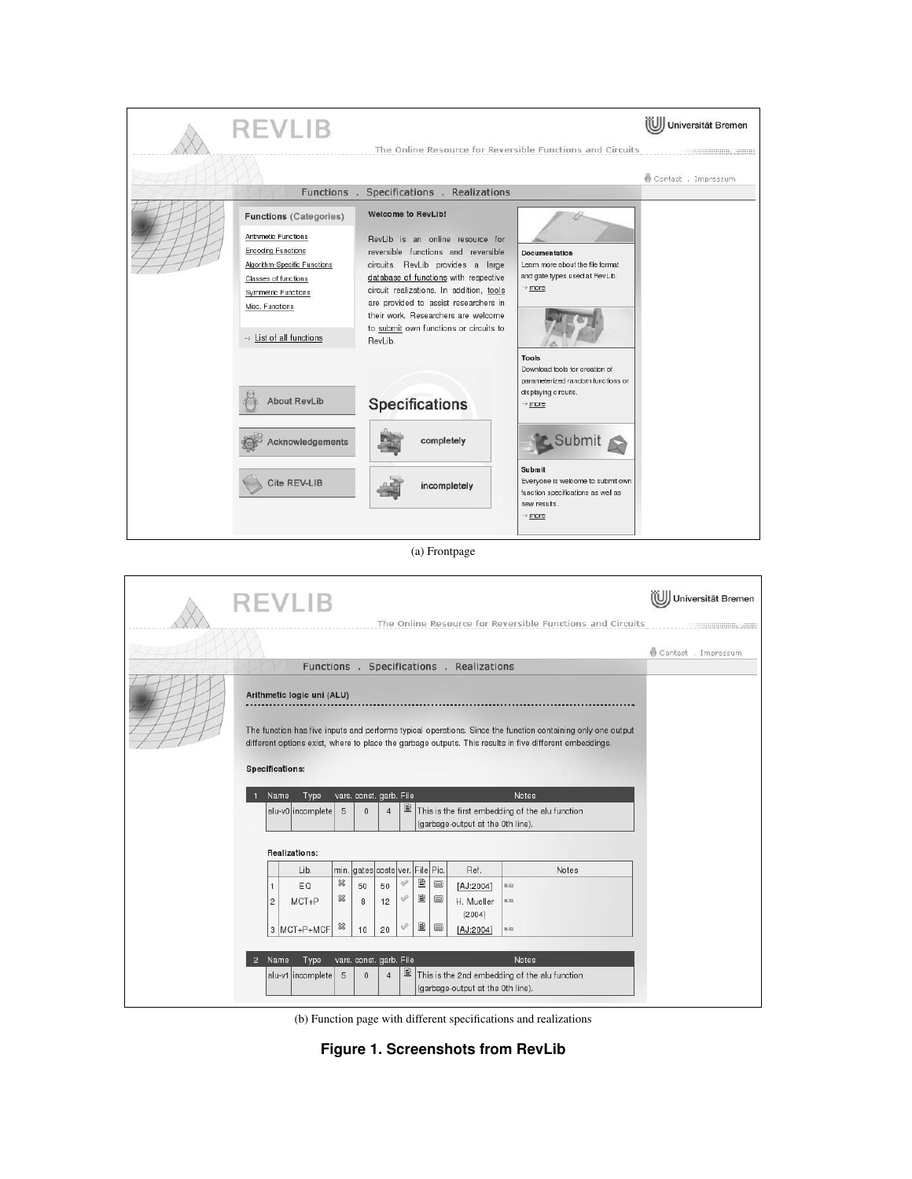(a) Frontpage

(b) Function page with different specifications and realizations

**Figure 1. Screenshots from RevLib**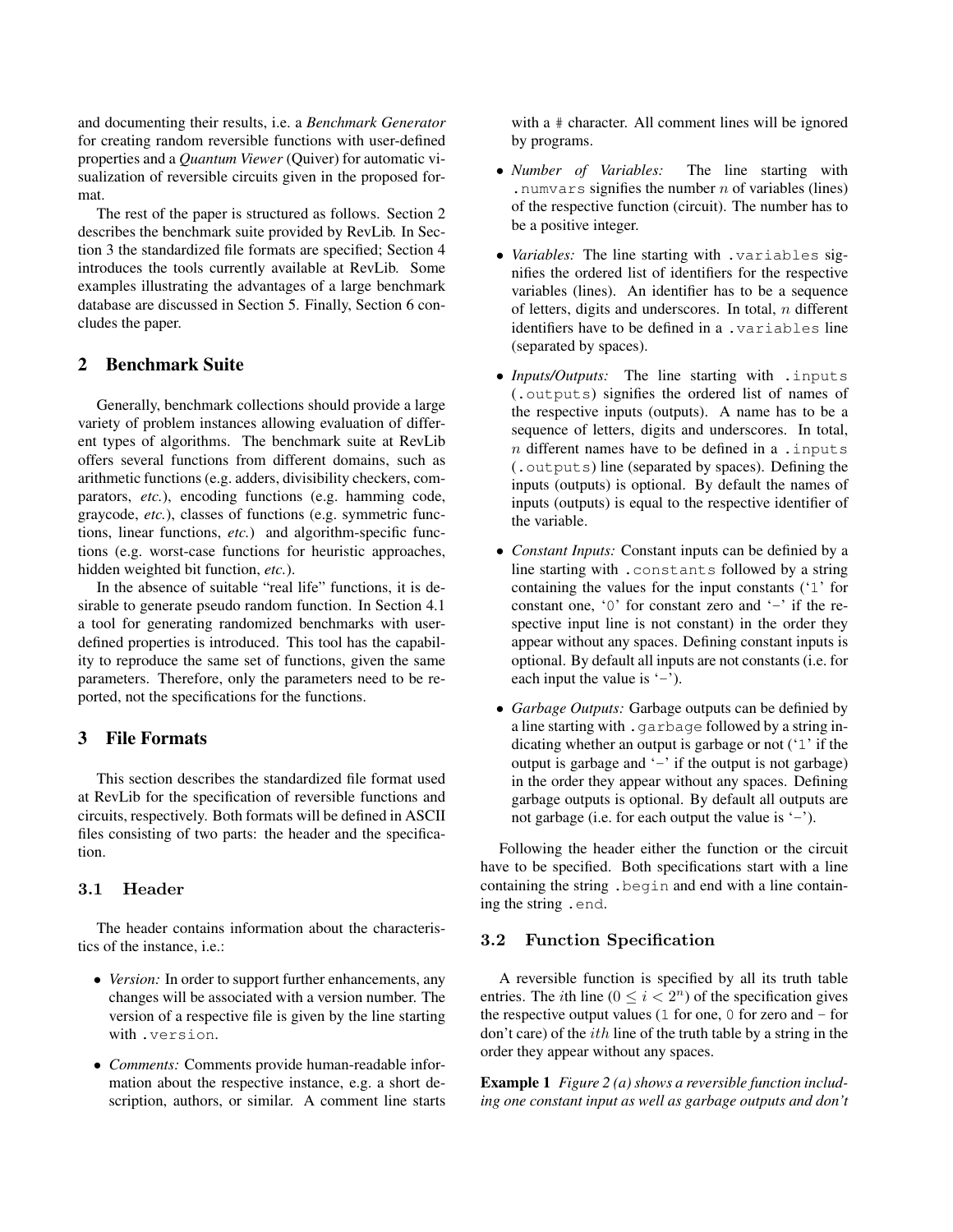and documenting their results, i.e. a *Benchmark Generator* for creating random reversible functions with user-defined properties and a *Quantum Viewer* (Quiver) for automatic visualization of reversible circuits given in the proposed format.

The rest of the paper is structured as follows. Section 2 describes the benchmark suite provided by RevLib. In Section 3 the standardized file formats are specified; Section 4 introduces the tools currently available at RevLib. Some examples illustrating the advantages of a large benchmark database are discussed in Section 5. Finally, Section 6 concludes the paper.

## 2 Benchmark Suite

Generally, benchmark collections should provide a large variety of problem instances allowing evaluation of different types of algorithms. The benchmark suite at RevLib offers several functions from different domains, such as arithmetic functions (e.g. adders, divisibility checkers, comparators, *etc.*), encoding functions (e.g. hamming code, graycode, *etc.*), classes of functions (e.g. symmetric functions, linear functions, *etc.*) and algorithm-specific functions (e.g. worst-case functions for heuristic approaches, hidden weighted bit function, *etc.*).

In the absence of suitable "real life" functions, it is desirable to generate pseudo random function. In Section 4.1 a tool for generating randomized benchmarks with user-defined properties is introduced. This tool has the capability to reproduce the same set of functions, given the same parameters. Therefore, only the parameters need to be reported, not the specifications for the functions.

## 3 File Formats

This section describes the standardized file format used at RevLib for the specification of reversible functions and circuits, respectively. Both formats will be defined in ASCII files consisting of two parts: the header and the specification.

### 3.1 Header

The header contains information about the characteristics of the instance, i.e.:

- *Version:* In order to support further enhancements, any changes will be associated with a version number. The version of a respective file is given by the line starting with `.version`.
- *Comments:* Comments provide human-readable information about the respective instance, e.g. a short description, authors, or similar. A comment line starts with a `#` character. All comment lines will be ignored by programs.
- *Number of Variables:* The line starting with `.numvars` signifies the number $n$ of variables (lines) of the respective function (circuit). The number has to be a positive integer.
- *Variables:* The line starting with `.variables` signifies the ordered list of identifiers for the respective variables (lines). An identifier has to be a sequence of letters, digits and underscores. In total, $n$ different identifiers have to be defined in a `.variables` line (separated by spaces).
- *Inputs/Outputs:* The line starting with `.inputs` (`.outputs`) signifies the ordered list of names of the respective inputs (outputs). A name has to be a sequence of letters, digits and underscores. In total, $n$ different names have to be defined in a `.inputs` (`.outputs`) line (separated by spaces). Defining the inputs (outputs) is optional. By default the names of inputs (outputs) is equal to the respective identifier of the variable.
- *Constant Inputs:* Constant inputs can be definied by a line starting with `.constants` followed by a string containing the values for the input constants ('`1`' for constant one, '`0`' for constant zero and '`-`' if the respective input line is not constant) in the order they appear without any spaces. Defining constant inputs is optional. By default all inputs are not constants (i.e. for each input the value is '`-`').
- *Garbage Outputs:* Garbage outputs can be definied by a line starting with `.garbage` followed by a string indicating whether an output is garbage or not ('`1`' if the output is garbage and '`-`' if the output is not garbage) in the order they appear without any spaces. Defining garbage outputs is optional. By default all outputs are not garbage (i.e. for each output the value is '`-`').

Following the header either the function or the circuit have to be specified. Both specifications start with a line containing the string `.begin` and end with a line containing the string `.end`.

### 3.2 Function Specification

A reversible function is specified by all its truth table entries. The $i$th line ($0 \leq i < 2^n$) of the specification gives the respective output values (`1` for one, `0` for zero and `-` for don't care) of the $ith$ line of the truth table by a string in the order they appear without any spaces.

**Example 1** *Figure 2 (a) shows a reversible function including one constant input as well as garbage outputs and don't*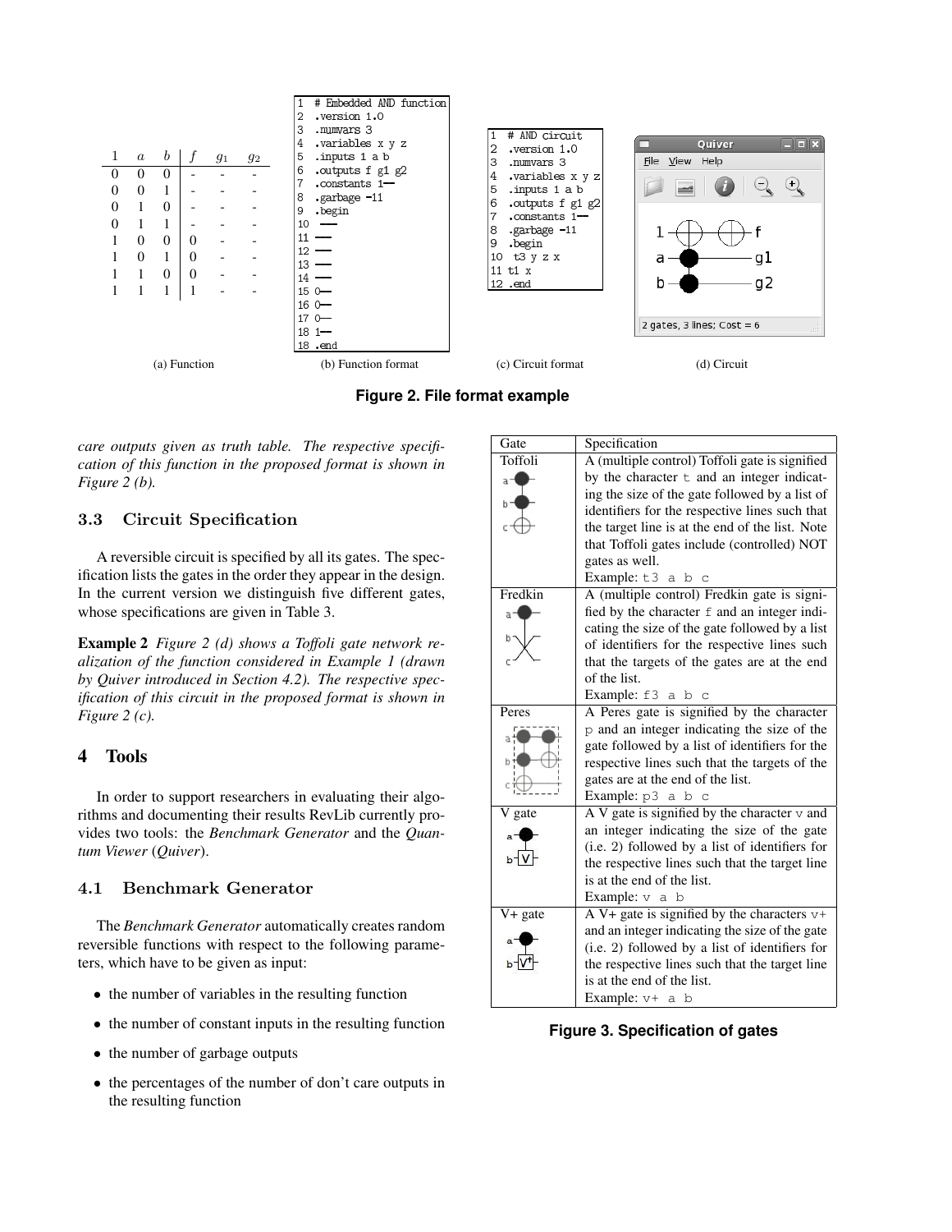| 1 | $a$ | $b$ | $f$ | $g_1$ | $g_2$ |
|---|---|---|---|---|---|
| 0 | 0 | 0 | - | - | - |
| 0 | 0 | 1 | - | - | - |
| 0 | 1 | 0 | - | - | - |
| 0 | 1 | 1 | - | - | - |
| 1 | 0 | 0 | 0 | - | - |
| 1 | 0 | 1 | 0 | - | - |
| 1 | 1 | 0 | 0 | - | - |
| 1 | 1 | 1 | 1 | - | - |

(a) Function

```
1  # Embedded AND function
2  .version 1.0
3  .numvars 3
4  .variables x y z
5  .inputs 1 a b
6  .outputs f g1 g2
7  .constants 1--
8  .garbage -11
9  .begin
10  ---
11 ---
12 ---
13 ---
14 ---
15 0--
16 0--
17 0--
18 1--
18 .end
```

(b) Function format

```
1  # AND circuit
2  .version 1.0
3  .numvars 3
4  .variables x y z
5  .inputs 1 a b
6  .outputs f g1 g2
7  .constants 1--
8  .garbage -11
9  .begin
10  t3 y z x
11 t1 x
12 .end
```

(c) Circuit format

Quiver
File View Help
1 f
a g1
b g2
2 gates, 3 lines; Cost = 6

(d) Circuit

**Figure 2. File format example**

*care outputs given as truth table. The respective specification of this function in the proposed format is shown in Figure 2 (b).*

### 3.3 Circuit Specification

A reversible circuit is specified by all its gates. The specification lists the gates in the order they appear in the design. In the current version we distinguish five different gates, whose specifications are given in Table 3.

**Example 2** *Figure 2 (d) shows a Toffoli gate network realization of the function considered in Example 1 (drawn by Quiver introduced in Section 4.2). The respective specification of this circuit in the proposed format is shown in Figure 2 (c).*

## 4 Tools

In order to support researchers in evaluating their algorithms and documenting their results RevLib currently provides two tools: the *Benchmark Generator* and the *Quantum Viewer* (*Quiver*).

### 4.1 Benchmark Generator

The *Benchmark Generator* automatically creates random reversible functions with respect to the following parameters, which have to be given as input:

- the number of variables in the resulting function
- the number of constant inputs in the resulting function
- the number of garbage outputs
- the percentages of the number of don't care outputs in the resulting function

| Gate | Specification |
|---|---|
| Toffoli | A (multiple control) Toffoli gate is signified by the character `t` and an integer indicating the size of the gate followed by a list of identifiers for the respective lines such that the target line is at the end of the list. Note that Toffoli gates include (controlled) NOT gates as well. Example: `t3 a b c` |
| Fredkin | A (multiple control) Fredkin gate is signified by the character `f` and an integer indicating the size of the gate followed by a list of identifiers for the respective lines such that the targets of the gates are at the end of the list. Example: `f3 a b c` |
| Peres | A Peres gate is signified by the character `p` and an integer indicating the size of the gate followed by a list of identifiers for the respective lines such that the targets of the gates are at the end of the list. Example: `p3 a b c` |
| V gate | A V gate is signified by the character `v` and an integer indicating the size of the gate (i.e. 2) followed by a list of identifiers for the respective lines such that the target line is at the end of the list. Example: `v a b` |
| V+ gate | A V+ gate is signified by the characters `v+` and an integer indicating the size of the gate (i.e. 2) followed by a list of identifiers for the respective lines such that the target line is at the end of the list. Example: `v+ a b` |

**Figure 3. Specification of gates**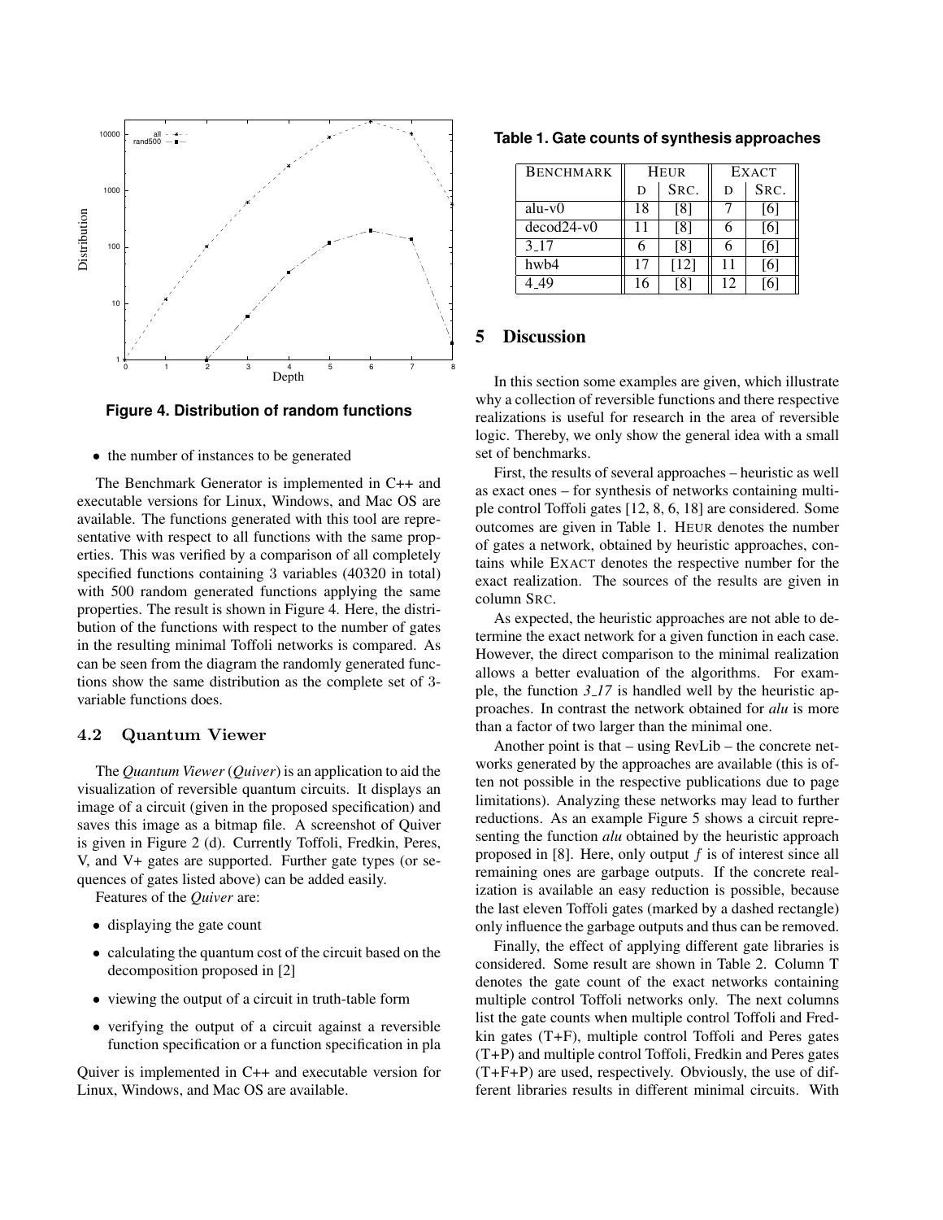10000
1000
100
10
1
0 1 2 3 4 5 6 7 8
Depth
Distribution
all
rand500

**Figure 4. Distribution of random functions**

- the number of instances to be generated

The Benchmark Generator is implemented in C++ and executable versions for Linux, Windows, and Mac OS are available. The functions generated with this tool are representative with respect to all functions with the same properties. This was verified by a comparison of all completely specified functions containing 3 variables (40320 in total) with 500 random generated functions applying the same properties. The result is shown in Figure 4. Here, the distribution of the functions with respect to the number of gates in the resulting minimal Toffoli networks is compared. As can be seen from the diagram the randomly generated functions show the same distribution as the complete set of 3-variable functions does.

### 4.2 Quantum Viewer

The *Quantum Viewer* (*Quiver*) is an application to aid the visualization of reversible quantum circuits. It displays an image of a circuit (given in the proposed specification) and saves this image as a bitmap file. A screenshot of Quiver is given in Figure 2 (d). Currently Toffoli, Fredkin, Peres, V, and V+ gates are supported. Further gate types (or sequences of gates listed above) can be added easily.

Features of the *Quiver* are:

- displaying the gate count
- calculating the quantum cost of the circuit based on the decomposition proposed in [2]
- viewing the output of a circuit in truth-table form
- verifying the output of a circuit against a reversible function specification or a function specification in pla

Quiver is implemented in C++ and executable version for Linux, Windows, and Mac OS are available.

**Table 1. Gate counts of synthesis approaches**

| BENCHMARK | HEUR | | EXACT | |
|---|---|---|---|---|
| | D | SRC. | D | SRC. |
| alu-v0 | 18 | [8] | 7 | [6] |
| decod24-v0 | 11 | [8] | 6 | [6] |
| 3_17 | 6 | [8] | 6 | [6] |
| hwb4 | 17 | [12] | 11 | [6] |
| 4_49 | 16 | [8] | 12 | [6] |

## 5 Discussion

In this section some examples are given, which illustrate why a collection of reversible functions and there respective realizations is useful for research in the area of reversible logic. Thereby, we only show the general idea with a small set of benchmarks.

First, the results of several approaches – heuristic as well as exact ones – for synthesis of networks containing multiple control Toffoli gates [12, 8, 6, 18] are considered. Some outcomes are given in Table 1. HEUR denotes the number of gates a network, obtained by heuristic approaches, contains while EXACT denotes the respective number for the exact realization. The sources of the results are given in column SRC.

As expected, the heuristic approaches are not able to determine the exact network for a given function in each case. However, the direct comparison to the minimal realization allows a better evaluation of the algorithms. For example, the function *3_17* is handled well by the heuristic approaches. In contrast the network obtained for *alu* is more than a factor of two larger than the minimal one.

Another point is that – using RevLib – the concrete networks generated by the approaches are available (this is often not possible in the respective publications due to page limitations). Analyzing these networks may lead to further reductions. As an example Figure 5 shows a circuit representing the function *alu* obtained by the heuristic approach proposed in [8]. Here, only output $f$ is of interest since all remaining ones are garbage outputs. If the concrete realization is available an easy reduction is possible, because the last eleven Toffoli gates (marked by a dashed rectangle) only influence the garbage outputs and thus can be removed.

Finally, the effect of applying different gate libraries is considered. Some result are shown in Table 2. Column T denotes the gate count of the exact networks containing multiple control Toffoli networks only. The next columns list the gate counts when multiple control Toffoli and Fredkin gates (T+F), multiple control Toffoli and Peres gates (T+P) and multiple control Toffoli, Fredkin and Peres gates (T+F+P) are used, respectively. Obviously, the use of different libraries results in different minimal circuits. With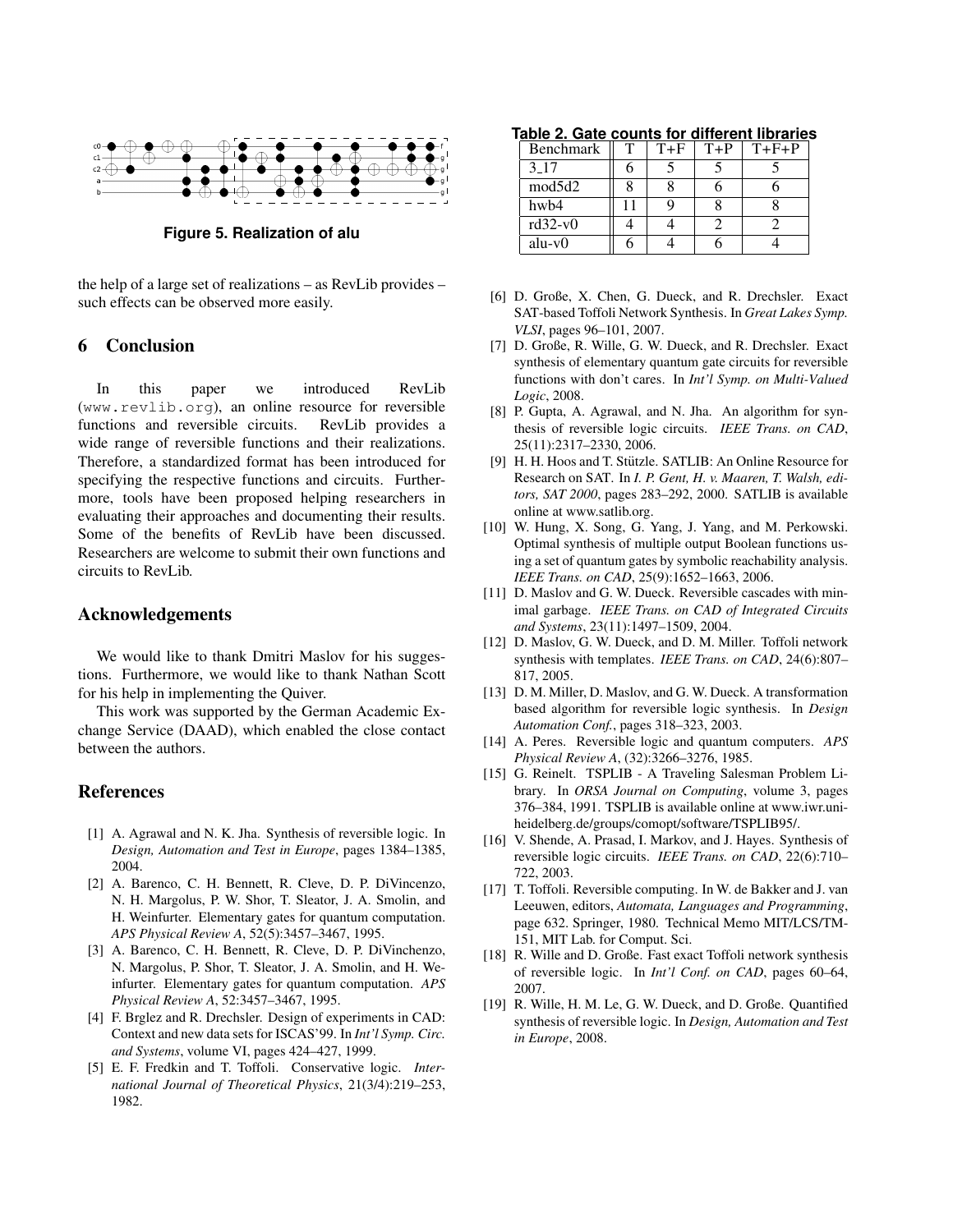c0
c1
c2
a
b

f
g
g
g
g

**Figure 5. Realization of alu**

the help of a large set of realizations – as RevLib provides – such effects can be observed more easily.

## 6 Conclusion

In this paper we introduced RevLib (www.revlib.org), an online resource for reversible functions and reversible circuits. RevLib provides a wide range of reversible functions and their realizations. Therefore, a standardized format has been introduced for specifying the respective functions and circuits. Furthermore, tools have been proposed helping researchers in evaluating their approaches and documenting their results. Some of the benefits of RevLib have been discussed. Researchers are welcome to submit their own functions and circuits to RevLib.

## Acknowledgements

We would like to thank Dmitri Maslov for his suggestions. Furthermore, we would like to thank Nathan Scott for his help in implementing the Quiver.

This work was supported by the German Academic Exchange Service (DAAD), which enabled the close contact between the authors.

## References

[1] A. Agrawal and N. K. Jha. Synthesis of reversible logic. In *Design, Automation and Test in Europe*, pages 1384–1385, 2004.

[2] A. Barenco, C. H. Bennett, R. Cleve, D. P. DiVincenzo, N. H. Margolus, P. W. Shor, T. Sleator, J. A. Smolin, and H. Weinfurter. Elementary gates for quantum computation. *APS Physical Review A*, 52(5):3457–3467, 1995.

[3] A. Barenco, C. H. Bennett, R. Cleve, D. P. DiVinchenzo, N. Margolus, P. Shor, T. Sleator, J. A. Smolin, and H. Weinfurter. Elementary gates for quantum computation. *APS Physical Review A*, 52:3457–3467, 1995.

[4] F. Brglez and R. Drechsler. Design of experiments in CAD: Context and new data sets for ISCAS'99. In *Int'l Symp. Circ. and Systems*, volume VI, pages 424–427, 1999.

[5] E. F. Fredkin and T. Toffoli. Conservative logic. *International Journal of Theoretical Physics*, 21(3/4):219–253, 1982.

**Table 2. Gate counts for different libraries**

| Benchmark | T | T+F | T+P | T+F+P |
|---|---|---|---|---|
| 3_17 | 6 | 5 | 5 | 5 |
| mod5d2 | 8 | 8 | 6 | 6 |
| hwb4 | 11 | 9 | 8 | 8 |
| rd32-v0 | 4 | 4 | 2 | 2 |
| alu-v0 | 6 | 4 | 6 | 4 |

[6] D. Große, X. Chen, G. Dueck, and R. Drechsler. Exact SAT-based Toffoli Network Synthesis. In *Great Lakes Symp. VLSI*, pages 96–101, 2007.

[7] D. Große, R. Wille, G. W. Dueck, and R. Drechsler. Exact synthesis of elementary quantum gate circuits for reversible functions with don't cares. In *Int'l Symp. on Multi-Valued Logic*, 2008.

[8] P. Gupta, A. Agrawal, and N. Jha. An algorithm for synthesis of reversible logic circuits. *IEEE Trans. on CAD*, 25(11):2317–2330, 2006.

[9] H. H. Hoos and T. Stützle. SATLIB: An Online Resource for Research on SAT. In *I. P. Gent, H. v. Maaren, T. Walsh, editors, SAT 2000*, pages 283–292, 2000. SATLIB is available online at www.satlib.org.

[10] W. Hung, X. Song, G. Yang, J. Yang, and M. Perkowski. Optimal synthesis of multiple output Boolean functions using a set of quantum gates by symbolic reachability analysis. *IEEE Trans. on CAD*, 25(9):1652–1663, 2006.

[11] D. Maslov and G. W. Dueck. Reversible cascades with minimal garbage. *IEEE Trans. on CAD of Integrated Circuits and Systems*, 23(11):1497–1509, 2004.

[12] D. Maslov, G. W. Dueck, and D. M. Miller. Toffoli network synthesis with templates. *IEEE Trans. on CAD*, 24(6):807–817, 2005.

[13] D. M. Miller, D. Maslov, and G. W. Dueck. A transformation based algorithm for reversible logic synthesis. In *Design Automation Conf.*, pages 318–323, 2003.

[14] A. Peres. Reversible logic and quantum computers. *APS Physical Review A*, (32):3266–3276, 1985.

[15] G. Reinelt. TSPLIB - A Traveling Salesman Problem Library. In *ORSA Journal on Computing*, volume 3, pages 376–384, 1991. TSPLIB is available online at www.iwr.uni-heidelberg.de/groups/comopt/software/TSPLIB95/.

[16] V. Shende, A. Prasad, I. Markov, and J. Hayes. Synthesis of reversible logic circuits. *IEEE Trans. on CAD*, 22(6):710–722, 2003.

[17] T. Toffoli. Reversible computing. In W. de Bakker and J. van Leeuwen, editors, *Automata, Languages and Programming*, page 632. Springer, 1980. Technical Memo MIT/LCS/TM-151, MIT Lab. for Comput. Sci.

[18] R. Wille and D. Große. Fast exact Toffoli network synthesis of reversible logic. In *Int'l Conf. on CAD*, pages 60–64, 2007.

[19] R. Wille, H. M. Le, G. W. Dueck, and D. Große. Quantified synthesis of reversible logic. In *Design, Automation and Test in Europe*, 2008.